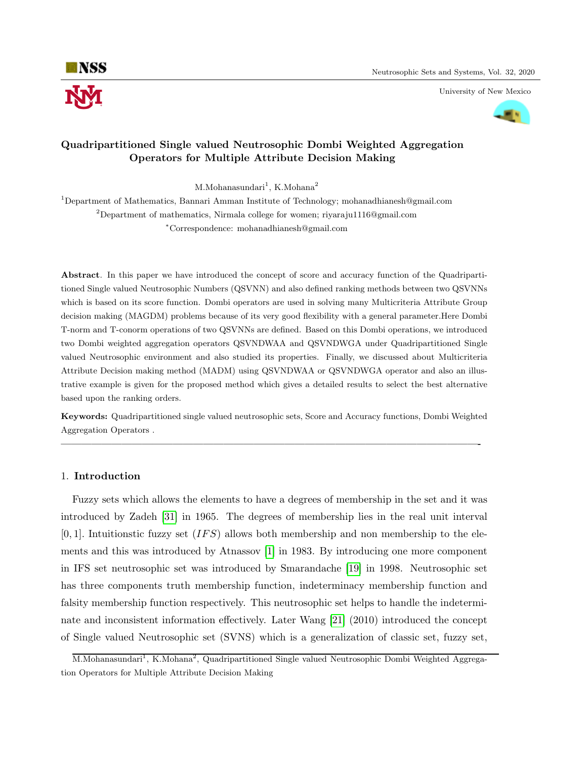# Quadripartitioned Single valued Neutrosophic Dombi Weighted Aggregation Operators for Multiple Attribute Decision Making

M.Mohanasundari[1], K.Mohana[2]

[1]Department of Mathematics, Bannari Amman Institute of Technology; mohanadhianesh@gmail.com

[2]Department of mathematics, Nirmala college for women; riyaraju1116@gmail.com

*Correspondence: mohanadhianesh@gmail.com

**Abstract**. In this paper we have introduced the concept of score and accuracy function of the Quadripartitioned Single valued Neutrosophic Numbers (QSVNN) and also defined ranking methods between two QSVNNs which is based on its score function. Dombi operators are used in solving many Multicriteria Attribute Group decision making (MAGDM) problems because of its very good flexibility with a general parameter.Here Dombi T-norm and T-conorm operations of two QSVNNs are defined. Based on this Dombi operations, we introduced two Dombi weighted aggregation operators QSVNDWAA and QSVNDWGA under Quadripartitioned Single valued Neutrosophic environment and also studied its properties. Finally, we discussed about Multicriteria Attribute Decision making method (MADM) using QSVNDWAA or QSVNDWGA operator and also an illustrative example is given for the proposed method which gives a detailed results to select the best alternative based upon the ranking orders.

**Keywords:** Quadripartitioned single valued neutrosophic sets, Score and Accuracy functions, Dombi Weighted Aggregation Operators .

---

## 1. Introduction

Fuzzy sets which allows the elements to have a degrees of membership in the set and it was introduced by Zadeh [31] in 1965. The degrees of membership lies in the real unit interval $[0, 1]$. Intuitionstic fuzzy set ($IFS$) allows both membership and non membership to the elements and this was introduced by Atnassov [1] in 1983. By introducing one more component in IFS set neutrosophic set was introduced by Smarandache [19] in 1998. Neutrosophic set has three components truth membership function, indeterminacy membership function and falsity membership function respectively. This neutrosophic set helps to handle the indeterminate and inconsistent information effectively. Later Wang [21] (2010) introduced the concept of Single valued Neutrosophic set (SVNS) which is a generalization of classic set, fuzzy set,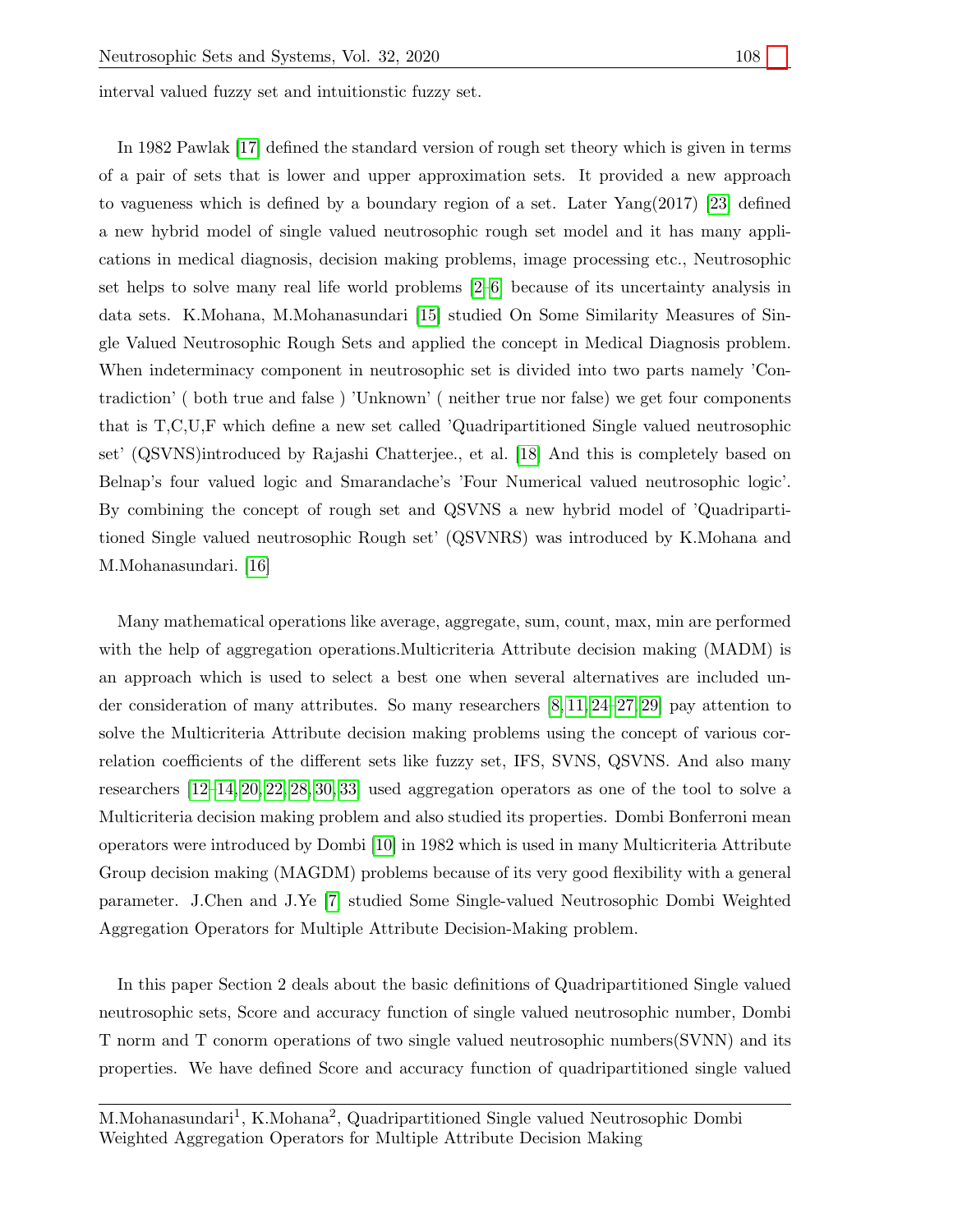interval valued fuzzy set and intuitionstic fuzzy set.

In 1982 Pawlak [17] defined the standard version of rough set theory which is given in terms of a pair of sets that is lower and upper approximation sets. It provided a new approach to vagueness which is defined by a boundary region of a set. Later Yang(2017) [23] defined a new hybrid model of single valued neutrosophic rough set model and it has many applications in medical diagnosis, decision making problems, image processing etc., Neutrosophic set helps to solve many real life world problems [2–6] because of its uncertainty analysis in data sets. K.Mohana, M.Mohanasundari [15] studied On Some Similarity Measures of Single Valued Neutrosophic Rough Sets and applied the concept in Medical Diagnosis problem. When indeterminacy component in neutrosophic set is divided into two parts namely 'Contradiction' ( both true and false ) 'Unknown' ( neither true nor false) we get four components that is T,C,U,F which define a new set called 'Quadripartitioned Single valued neutrosophic set' (QSVNS)introduced by Rajashi Chatterjee., et al. [18] And this is completely based on Belnap's four valued logic and Smarandache's 'Four Numerical valued neutrosophic logic'. By combining the concept of rough set and QSVNS a new hybrid model of 'Quadripartitioned Single valued neutrosophic Rough set' (QSVNRS) was introduced by K.Mohana and M.Mohanasundari. [16]

Many mathematical operations like average, aggregate, sum, count, max, min are performed with the help of aggregation operations.Multicriteria Attribute decision making (MADM) is an approach which is used to select a best one when several alternatives are included under consideration of many attributes. So many researchers [8, 11, 24–27, 29] pay attention to solve the Multicriteria Attribute decision making problems using the concept of various correlation coefficients of the different sets like fuzzy set, IFS, SVNS, QSVNS. And also many researchers [12–14, 20, 22, 28, 30, 33] used aggregation operators as one of the tool to solve a Multicriteria decision making problem and also studied its properties. Dombi Bonferroni mean operators were introduced by Dombi [10] in 1982 which is used in many Multicriteria Attribute Group decision making (MAGDM) problems because of its very good flexibility with a general parameter. J.Chen and J.Ye [7] studied Some Single-valued Neutrosophic Dombi Weighted Aggregation Operators for Multiple Attribute Decision-Making problem.

In this paper Section 2 deals about the basic definitions of Quadripartitioned Single valued neutrosophic sets, Score and accuracy function of single valued neutrosophic number, Dombi T norm and T conorm operations of two single valued neutrosophic numbers(SVNN) and its properties. We have defined Score and accuracy function of quadripartitioned single valued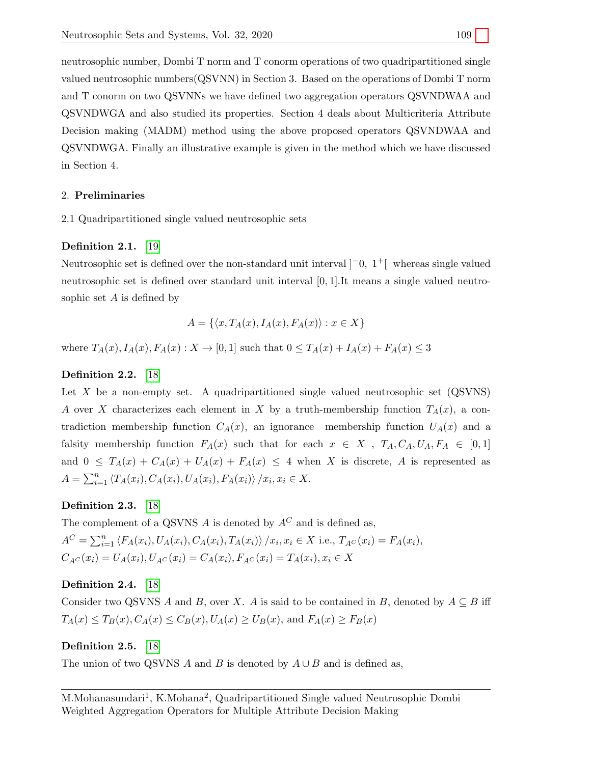neutrosophic number, Dombi T norm and T conorm operations of two quadripartitioned single valued neutrosophic numbers(QSVNN) in Section 3. Based on the operations of Dombi T norm and T conorm on two QSVNNs we have defined two aggregation operators QSVNDWAA and QSVNDWGA and also studied its properties. Section 4 deals about Multicriteria Attribute Decision making (MADM) method using the above proposed operators QSVNDWAA and QSVNDWGA. Finally an illustrative example is given in the method which we have discussed in Section 4.

## 2. Preliminaries

2.1 Quadripartitioned single valued neutrosophic sets

**Definition 2.1.** [19]

Neutrosophic set is defined over the non-standard unit interval $]^{-}0,\ 1^{+}[$ whereas single valued neutrosophic set is defined over standard unit interval $[0, 1]$.It means a single valued neutrosophic set $A$ is defined by

$$A = \{\langle x, T_A(x), I_A(x), F_A(x)\rangle : x \in X\}$$

where $T_A(x), I_A(x), F_A(x) : X \to [0, 1]$ such that $0 \leq T_A(x) + I_A(x) + F_A(x) \leq 3$

**Definition 2.2.** [18]

Let $X$ be a non-empty set. A quadripartitioned single valued neutrosophic set (QSVNS) $A$ over $X$ characterizes each element in $X$ by a truth-membership function $T_A(x)$, a contradiction membership function $C_A(x)$, an ignorance membership function $U_A(x)$ and a falsity membership function $F_A(x)$ such that for each $x \in X$ , $T_A, C_A, U_A, F_A \in [0, 1]$ and $0 \leq T_A(x) + C_A(x) + U_A(x) + F_A(x) \leq 4$ when $X$ is discrete, $A$ is represented as $A = \sum_{i=1}^{n} \langle T_A(x_i), C_A(x_i), U_A(x_i), F_A(x_i)\rangle / x_i, x_i \in X$.

**Definition 2.3.** [18]

The complement of a QSVNS $A$ is denoted by $A^C$ and is defined as,
$A^C = \sum_{i=1}^{n} \langle F_A(x_i), U_A(x_i), C_A(x_i), T_A(x_i)\rangle / x_i, x_i \in X$ i.e., $T_{A^C}(x_i) = F_A(x_i)$, $C_{A^C}(x_i) = U_A(x_i), U_{A^C}(x_i) = C_A(x_i), F_{A^C}(x_i) = T_A(x_i), x_i \in X$

**Definition 2.4.** [18]

Consider two QSVNS $A$ and $B$, over $X$. $A$ is said to be contained in $B$, denoted by $A \subseteq B$ iff $T_A(x) \leq T_B(x), C_A(x) \leq C_B(x), U_A(x) \geq U_B(x)$, and $F_A(x) \geq F_B(x)$

**Definition 2.5.** [18]

The union of two QSVNS $A$ and $B$ is denoted by $A \cup B$ and is defined as,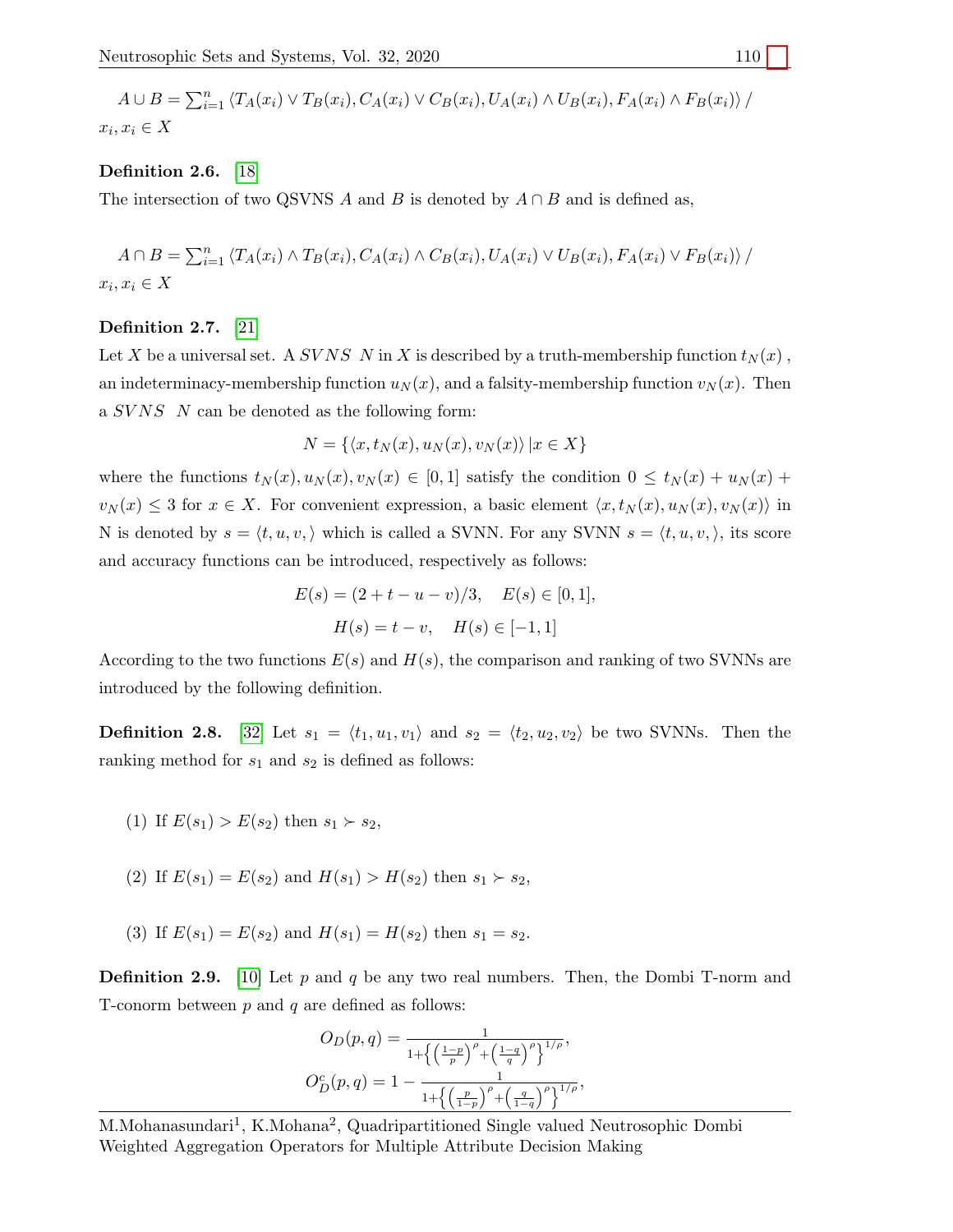$A \cup B = \sum_{i=1}^{n} \langle T_A(x_i) \vee T_B(x_i), C_A(x_i) \vee C_B(x_i), U_A(x_i) \wedge U_B(x_i), F_A(x_i) \wedge F_B(x_i) \rangle /$
$x_i, x_i \in X$

**Definition 2.6.** [18]

The intersection of two QSVNS $A$ and $B$ is denoted by $A \cap B$ and is defined as,

$A \cap B = \sum_{i=1}^{n} \langle T_A(x_i) \wedge T_B(x_i), C_A(x_i) \wedge C_B(x_i), U_A(x_i) \vee U_B(x_i), F_A(x_i) \vee F_B(x_i) \rangle /$
$x_i, x_i \in X$

**Definition 2.7.** [21]

Let $X$ be a universal set. A $SVNS$ $N$ in $X$ is described by a truth-membership function $t_N(x)$ , an indeterminacy-membership function $u_N(x)$, and a falsity-membership function $v_N(x)$. Then a $SVNS$ $N$ can be denoted as the following form:

$$N = \{\langle x, t_N(x), u_N(x), v_N(x)\rangle \,|x \in X\}$$

where the functions $t_N(x), u_N(x), v_N(x) \in [0, 1]$ satisfy the condition $0 \leq t_N(x) + u_N(x) + v_N(x) \leq 3$ for $x \in X$. For convenient expression, a basic element $\langle x, t_N(x), u_N(x), v_N(x)\rangle$ in N is denoted by $s = \langle t, u, v, \rangle$ which is called a SVNN. For any SVNN $s = \langle t, u, v, \rangle$, its score and accuracy functions can be introduced, respectively as follows:

$$E(s) = (2 + t - u - v)/3, \quad E(s) \in [0, 1],$$

$$H(s) = t - v, \quad H(s) \in [-1, 1]$$

According to the two functions $E(s)$ and $H(s)$, the comparison and ranking of two SVNNs are introduced by the following definition.

**Definition 2.8.** [32] Let $s_1 = \langle t_1, u_1, v_1\rangle$ and $s_2 = \langle t_2, u_2, v_2\rangle$ be two SVNNs. Then the ranking method for $s_1$ and $s_2$ is defined as follows:

(1) If $E(s_1) > E(s_2)$ then $s_1 \succ s_2$,

(2) If $E(s_1) = E(s_2)$ and $H(s_1) > H(s_2)$ then $s_1 \succ s_2$,

(3) If $E(s_1) = E(s_2)$ and $H(s_1) = H(s_2)$ then $s_1 = s_2$.

**Definition 2.9.** [10] Let $p$ and $q$ be any two real numbers. Then, the Dombi T-norm and T-conorm between $p$ and $q$ are defined as follows:

$$O_D(p, q) = \frac{1}{1+\left\{\left(\frac{1-p}{p}\right)^{\rho}+\left(\frac{1-q}{q}\right)^{\rho}\right\}^{1/\rho}},$$

$$O_D^c(p, q) = 1 - \frac{1}{1+\left\{\left(\frac{p}{1-p}\right)^{\rho}+\left(\frac{q}{1-q}\right)^{\rho}\right\}^{1/\rho}},$$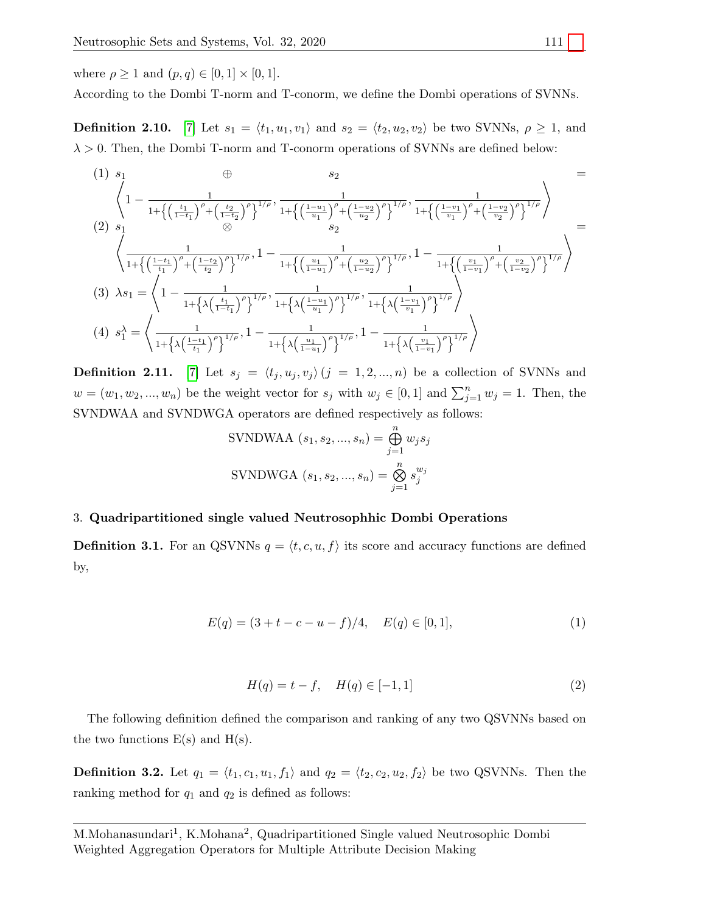where $\rho \geq 1$ and $(p,q) \in [0,1] \times [0,1]$.

According to the Dombi T-norm and T-conorm, we define the Dombi operations of SVNNs.

**Definition 2.10.** [7] Let $s_1 = \langle t_1, u_1, v_1 \rangle$ and $s_2 = \langle t_2, u_2, v_2 \rangle$ be two SVNNs, $\rho \geq 1$, and $\lambda > 0$. Then, the Dombi T-norm and T-conorm operations of SVNNs are defined below:

(1) $s_1 \oplus s_2 = \left\langle 1 - \frac{1}{1+\left\{\left(\frac{t_1}{1-t_1}\right)^{\rho}+\left(\frac{t_2}{1-t_2}\right)^{\rho}\right\}^{1/\rho}}, \frac{1}{1+\left\{\left(\frac{1-u_1}{u_1}\right)^{\rho}+\left(\frac{1-u_2}{u_2}\right)^{\rho}\right\}^{1/\rho}}, \frac{1}{1+\left\{\left(\frac{1-v_1}{v_1}\right)^{\rho}+\left(\frac{1-v_2}{v_2}\right)^{\rho}\right\}^{1/\rho}} \right\rangle$

(2) $s_1 \otimes s_2 = \left\langle \frac{1}{1+\left\{\left(\frac{1-t_1}{t_1}\right)^{\rho}+\left(\frac{1-t_2}{t_2}\right)^{\rho}\right\}^{1/\rho}}, 1 - \frac{1}{1+\left\{\left(\frac{u_1}{1-u_1}\right)^{\rho}+\left(\frac{u_2}{1-u_2}\right)^{\rho}\right\}^{1/\rho}}, 1 - \frac{1}{1+\left\{\left(\frac{v_1}{1-v_1}\right)^{\rho}+\left(\frac{v_2}{1-v_2}\right)^{\rho}\right\}^{1/\rho}} \right\rangle$

(3) $\lambda s_1 = \left\langle 1 - \frac{1}{1+\left\{\lambda\left(\frac{t_1}{1-t_1}\right)^{\rho}\right\}^{1/\rho}}, \frac{1}{1+\left\{\lambda\left(\frac{1-u_1}{u_1}\right)^{\rho}\right\}^{1/\rho}}, \frac{1}{1+\left\{\lambda\left(\frac{1-v_1}{v_1}\right)^{\rho}\right\}^{1/\rho}} \right\rangle$

(4) $s_1^{\lambda} = \left\langle \frac{1}{1+\left\{\lambda\left(\frac{1-t_1}{t_1}\right)^{\rho}\right\}^{1/\rho}}, 1 - \frac{1}{1+\left\{\lambda\left(\frac{u_1}{1-u_1}\right)^{\rho}\right\}^{1/\rho}}, 1 - \frac{1}{1+\left\{\lambda\left(\frac{v_1}{1-v_1}\right)^{\rho}\right\}^{1/\rho}} \right\rangle$

**Definition 2.11.** [7] Let $s_j = \langle t_j, u_j, v_j \rangle \, (j = 1, 2, ..., n)$ be a collection of SVNNs and $w = (w_1, w_2, ..., w_n)$ be the weight vector for $s_j$ with $w_j \in [0,1]$ and $\sum_{j=1}^{n} w_j = 1$. Then, the SVNDWAA and SVNDWGA operators are defined respectively as follows:

$$\text{SVNDWAA } (s_1, s_2, ..., s_n) = \bigoplus_{j=1}^{n} w_j s_j$$

$$\text{SVNDWGA } (s_1, s_2, ..., s_n) = \bigotimes_{j=1}^{n} s_j^{w_j}$$

## 3. Quadripartitioned single valued Neutrosophhic Dombi Operations

**Definition 3.1.** For an QSVNNs $q = \langle t, c, u, f \rangle$ its score and accuracy functions are defined by,

$$E(q) = (3 + t - c - u - f)/4, \quad E(q) \in [0,1], \tag{1}$$

$$H(q) = t - f, \quad H(q) \in [-1,1] \tag{2}$$

The following definition defined the comparison and ranking of any two QSVNNs based on the two functions E(s) and H(s).

**Definition 3.2.** Let $q_1 = \langle t_1, c_1, u_1, f_1 \rangle$ and $q_2 = \langle t_2, c_2, u_2, f_2 \rangle$ be two QSVNNs. Then the ranking method for $q_1$ and $q_2$ is defined as follows: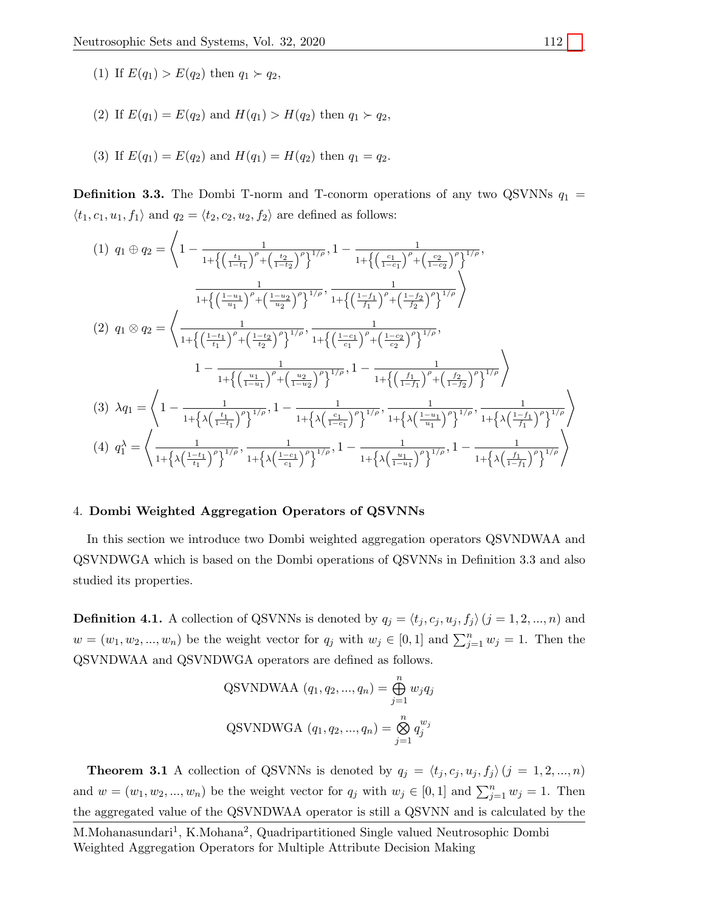(1) If $E(q_1) > E(q_2)$ then $q_1 \succ q_2$,

(2) If $E(q_1) = E(q_2)$ and $H(q_1) > H(q_2)$ then $q_1 \succ q_2$,

(3) If $E(q_1) = E(q_2)$ and $H(q_1) = H(q_2)$ then $q_1 = q_2$.

**Definition 3.3.** The Dombi T-norm and T-conorm operations of any two QSVNNs $q_1 = \langle t_1, c_1, u_1, f_1 \rangle$ and $q_2 = \langle t_2, c_2, u_2, f_2 \rangle$ are defined as follows:

(1)
$$q_1 \oplus q_2 = \left\langle 1 - \frac{1}{1+\left\{\left(\frac{t_1}{1-t_1}\right)^{\rho} + \left(\frac{t_2}{1-t_2}\right)^{\rho}\right\}^{1/\rho}}, 1 - \frac{1}{1+\left\{\left(\frac{c_1}{1-c_1}\right)^{\rho} + \left(\frac{c_2}{1-c_2}\right)^{\rho}\right\}^{1/\rho}}, \frac{1}{1+\left\{\left(\frac{1-u_1}{u_1}\right)^{\rho} + \left(\frac{1-u_2}{u_2}\right)^{\rho}\right\}^{1/\rho}}, \frac{1}{1+\left\{\left(\frac{1-f_1}{f_1}\right)^{\rho} + \left(\frac{1-f_2}{f_2}\right)^{\rho}\right\}^{1/\rho}} \right\rangle$$

(2)
$$q_1 \otimes q_2 = \left\langle \frac{1}{1+\left\{\left(\frac{1-t_1}{t_1}\right)^{\rho} + \left(\frac{1-t_2}{t_2}\right)^{\rho}\right\}^{1/\rho}}, \frac{1}{1+\left\{\left(\frac{1-c_1}{c_1}\right)^{\rho} + \left(\frac{1-c_2}{c_2}\right)^{\rho}\right\}^{1/\rho}}, 1 - \frac{1}{1+\left\{\left(\frac{u_1}{1-u_1}\right)^{\rho} + \left(\frac{u_2}{1-u_2}\right)^{\rho}\right\}^{1/\rho}}, 1 - \frac{1}{1+\left\{\left(\frac{f_1}{1-f_1}\right)^{\rho} + \left(\frac{f_2}{1-f_2}\right)^{\rho}\right\}^{1/\rho}} \right\rangle$$

(3)
$$\lambda q_1 = \left\langle 1 - \frac{1}{1+\left\{\lambda\left(\frac{t_1}{1-t_1}\right)^{\rho}\right\}^{1/\rho}}, 1 - \frac{1}{1+\left\{\lambda\left(\frac{c_1}{1-c_1}\right)^{\rho}\right\}^{1/\rho}}, \frac{1}{1+\left\{\lambda\left(\frac{1-u_1}{u_1}\right)^{\rho}\right\}^{1/\rho}}, \frac{1}{1+\left\{\lambda\left(\frac{1-f_1}{f_1}\right)^{\rho}\right\}^{1/\rho}} \right\rangle$$

(4)
$$q_1^{\lambda} = \left\langle \frac{1}{1+\left\{\lambda\left(\frac{1-t_1}{t_1}\right)^{\rho}\right\}^{1/\rho}}, \frac{1}{1+\left\{\lambda\left(\frac{1-c_1}{c_1}\right)^{\rho}\right\}^{1/\rho}}, 1 - \frac{1}{1+\left\{\lambda\left(\frac{u_1}{1-u_1}\right)^{\rho}\right\}^{1/\rho}}, 1 - \frac{1}{1+\left\{\lambda\left(\frac{f_1}{1-f_1}\right)^{\rho}\right\}^{1/\rho}} \right\rangle$$

## 4. Dombi Weighted Aggregation Operators of QSVNNs

In this section we introduce two Dombi weighted aggregation operators QSVNDWAA and QSVNDWGA which is based on the Dombi operations of QSVNNs in Definition 3.3 and also studied its properties.

**Definition 4.1.** A collection of QSVNNs is denoted by $q_j = \langle t_j, c_j, u_j, f_j \rangle \, (j = 1, 2, ..., n)$ and $w = (w_1, w_2, ..., w_n)$ be the weight vector for $q_j$ with $w_j \in [0, 1]$ and $\sum_{j=1}^{n} w_j = 1$. Then the QSVNDWAA and QSVNDWGA operators are defined as follows.

$$\text{QSVNDWAA}\,(q_1, q_2, ..., q_n) = \bigoplus_{j=1}^{n} w_j q_j$$

$$\text{QSVNDWGA}\,(q_1, q_2, ..., q_n) = \bigotimes_{j=1}^{n} q_j^{w_j}$$

**Theorem 3.1** A collection of QSVNNs is denoted by $q_j = \langle t_j, c_j, u_j, f_j \rangle \, (j = 1, 2, ..., n)$ and $w = (w_1, w_2, ..., w_n)$ be the weight vector for $q_j$ with $w_j \in [0, 1]$ and $\sum_{j=1}^{n} w_j = 1$. Then the aggregated value of the QSVNDWAA operator is still a QSVNN and is calculated by the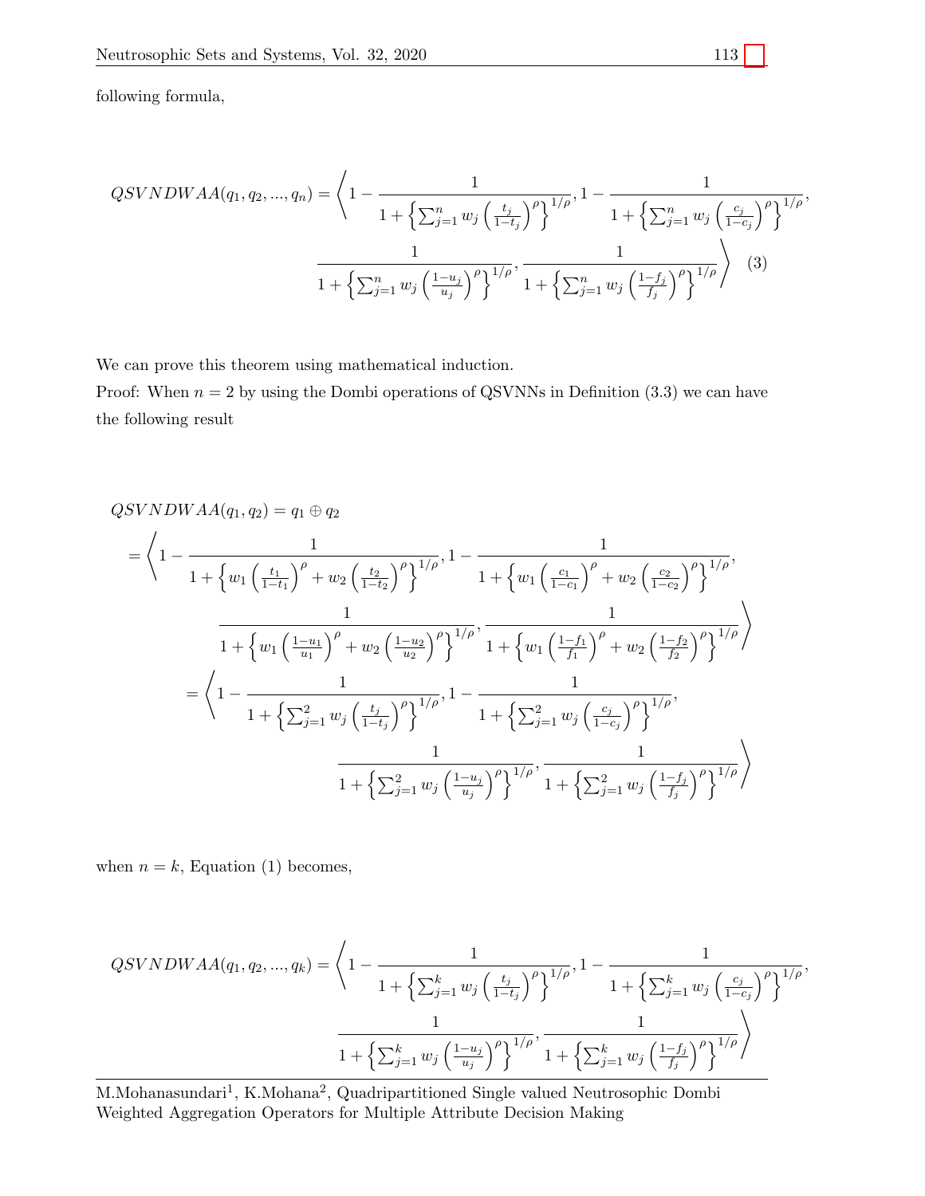following formula,

$$QSVNDWAA(q_1, q_2, ..., q_n) = \left\langle 1 - \frac{1}{1 + \left\{ \sum_{j=1}^{n} w_j \left( \frac{t_j}{1-t_j} \right)^{\rho} \right\}^{1/\rho}}, 1 - \frac{1}{1 + \left\{ \sum_{j=1}^{n} w_j \left( \frac{c_j}{1-c_j} \right)^{\rho} \right\}^{1/\rho}}, \frac{1}{1 + \left\{ \sum_{j=1}^{n} w_j \left( \frac{1-u_j}{u_j} \right)^{\rho} \right\}^{1/\rho}}, \frac{1}{1 + \left\{ \sum_{j=1}^{n} w_j \left( \frac{1-f_j}{f_j} \right)^{\rho} \right\}^{1/\rho}} \right\rangle \quad (3)$$

We can prove this theorem using mathematical induction.

Proof: When $n = 2$ by using the Dombi operations of QSVNNs in Definition (3.3) we can have the following result

$$\begin{aligned}
QSVNDWAA(q_1, q_2) &= q_1 \oplus q_2 \\
&= \left\langle 1 - \frac{1}{1 + \left\{ w_1 \left( \frac{t_1}{1-t_1} \right)^{\rho} + w_2 \left( \frac{t_2}{1-t_2} \right)^{\rho} \right\}^{1/\rho}}, 1 - \frac{1}{1 + \left\{ w_1 \left( \frac{c_1}{1-c_1} \right)^{\rho} + w_2 \left( \frac{c_2}{1-c_2} \right)^{\rho} \right\}^{1/\rho}}, \right. \\
&\qquad \left. \frac{1}{1 + \left\{ w_1 \left( \frac{1-u_1}{u_1} \right)^{\rho} + w_2 \left( \frac{1-u_2}{u_2} \right)^{\rho} \right\}^{1/\rho}}, \frac{1}{1 + \left\{ w_1 \left( \frac{1-f_1}{f_1} \right)^{\rho} + w_2 \left( \frac{1-f_2}{f_2} \right)^{\rho} \right\}^{1/\rho}} \right\rangle \\
&= \left\langle 1 - \frac{1}{1 + \left\{ \sum_{j=1}^{2} w_j \left( \frac{t_j}{1-t_j} \right)^{\rho} \right\}^{1/\rho}}, 1 - \frac{1}{1 + \left\{ \sum_{j=1}^{2} w_j \left( \frac{c_j}{1-c_j} \right)^{\rho} \right\}^{1/\rho}}, \right. \\
&\qquad \left. \frac{1}{1 + \left\{ \sum_{j=1}^{2} w_j \left( \frac{1-u_j}{u_j} \right)^{\rho} \right\}^{1/\rho}}, \frac{1}{1 + \left\{ \sum_{j=1}^{2} w_j \left( \frac{1-f_j}{f_j} \right)^{\rho} \right\}^{1/\rho}} \right\rangle
\end{aligned}$$

when $n = k$, Equation (1) becomes,

$$QSVNDWAA(q_1, q_2, ..., q_k) = \left\langle 1 - \frac{1}{1 + \left\{ \sum_{j=1}^{k} w_j \left( \frac{t_j}{1-t_j} \right)^{\rho} \right\}^{1/\rho}}, 1 - \frac{1}{1 + \left\{ \sum_{j=1}^{k} w_j \left( \frac{c_j}{1-c_j} \right)^{\rho} \right\}^{1/\rho}}, \frac{1}{1 + \left\{ \sum_{j=1}^{k} w_j \left( \frac{1-u_j}{u_j} \right)^{\rho} \right\}^{1/\rho}}, \frac{1}{1 + \left\{ \sum_{j=1}^{k} w_j \left( \frac{1-f_j}{f_j} \right)^{\rho} \right\}^{1/\rho}} \right\rangle$$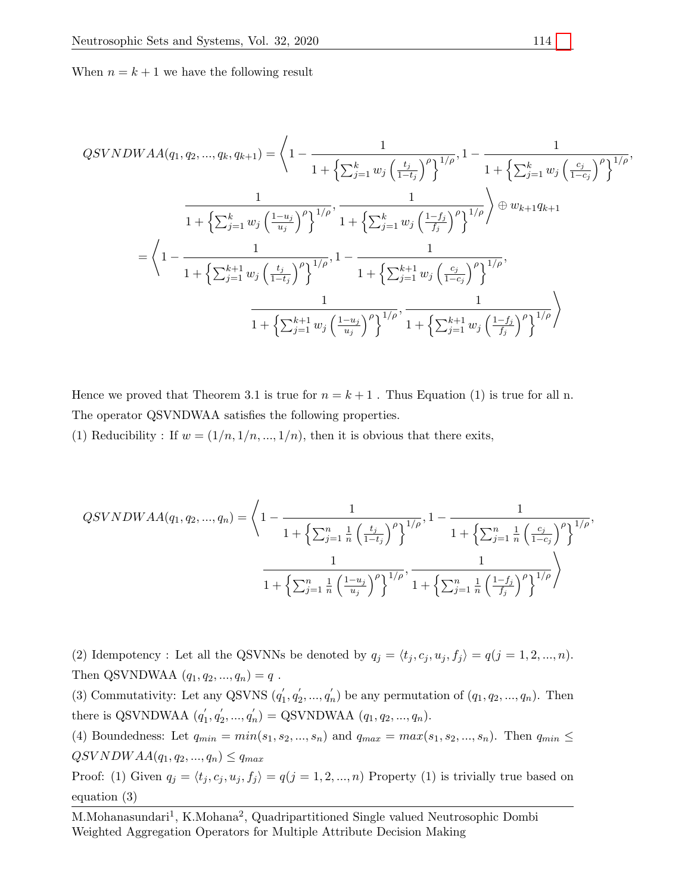When $n = k+1$ we have the following result

$$QSVNDWAA(q_1, q_2, ..., q_k, q_{k+1}) = \left\langle 1 - \frac{1}{1 + \left\{ \sum_{j=1}^{k} w_j \left( \frac{t_j}{1-t_j} \right)^{\rho} \right\}^{1/\rho}}, 1 - \frac{1}{1 + \left\{ \sum_{j=1}^{k} w_j \left( \frac{c_j}{1-c_j} \right)^{\rho} \right\}^{1/\rho}}, \right.$$

$$\left. \frac{1}{1 + \left\{ \sum_{j=1}^{k} w_j \left( \frac{1-u_j}{u_j} \right)^{\rho} \right\}^{1/\rho}}, \frac{1}{1 + \left\{ \sum_{j=1}^{k} w_j \left( \frac{1-f_j}{f_j} \right)^{\rho} \right\}^{1/\rho}} \right\rangle \oplus w_{k+1} q_{k+1}$$

$$= \left\langle 1 - \frac{1}{1 + \left\{ \sum_{j=1}^{k+1} w_j \left( \frac{t_j}{1-t_j} \right)^{\rho} \right\}^{1/\rho}}, 1 - \frac{1}{1 + \left\{ \sum_{j=1}^{k+1} w_j \left( \frac{c_j}{1-c_j} \right)^{\rho} \right\}^{1/\rho}}, \right.$$

$$\left. \frac{1}{1 + \left\{ \sum_{j=1}^{k+1} w_j \left( \frac{1-u_j}{u_j} \right)^{\rho} \right\}^{1/\rho}}, \frac{1}{1 + \left\{ \sum_{j=1}^{k+1} w_j \left( \frac{1-f_j}{f_j} \right)^{\rho} \right\}^{1/\rho}} \right\rangle$$

Hence we proved that Theorem 3.1 is true for $n = k+1$ . Thus Equation (1) is true for all n. The operator QSVNDWAA satisfies the following properties.

(1) Reducibility : If $w = (1/n, 1/n, ..., 1/n)$, then it is obvious that there exits,

$$QSVNDWAA(q_1, q_2, ..., q_n) = \left\langle 1 - \frac{1}{1 + \left\{ \sum_{j=1}^{n} \frac{1}{n} \left( \frac{t_j}{1-t_j} \right)^{\rho} \right\}^{1/\rho}}, 1 - \frac{1}{1 + \left\{ \sum_{j=1}^{n} \frac{1}{n} \left( \frac{c_j}{1-c_j} \right)^{\rho} \right\}^{1/\rho}}, \right.$$

$$\left. \frac{1}{1 + \left\{ \sum_{j=1}^{n} \frac{1}{n} \left( \frac{1-u_j}{u_j} \right)^{\rho} \right\}^{1/\rho}}, \frac{1}{1 + \left\{ \sum_{j=1}^{n} \frac{1}{n} \left( \frac{1-f_j}{f_j} \right)^{\rho} \right\}^{1/\rho}} \right\rangle$$

(2) Idempotency : Let all the QSVNNs be denoted by $q_j = \langle t_j, c_j, u_j, f_j \rangle = q (j = 1, 2, ..., n)$. Then QSVNDWAA $(q_1, q_2, ..., q_n) = q$ .

(3) Commutativity: Let any QSVNS $(q_1^{'}, q_2^{'}, ..., q_n^{'})$ be any permutation of $(q_1, q_2, ..., q_n)$. Then there is QSVNDWAA $(q_1^{'}, q_2^{'}, ..., q_n^{'})$ = QSVNDWAA $(q_1, q_2, ..., q_n)$.

(4) Boundedness: Let $q_{min} = min(s_1, s_2, ..., s_n)$ and $q_{max} = max(s_1, s_2, ..., s_n)$. Then $q_{min} \leq QSVNDWAA(q_1, q_2, ..., q_n) \leq q_{max}$

Proof: (1) Given $q_j = \langle t_j, c_j, u_j, f_j \rangle = q (j = 1, 2, ..., n)$ Property (1) is trivially true based on equation (3)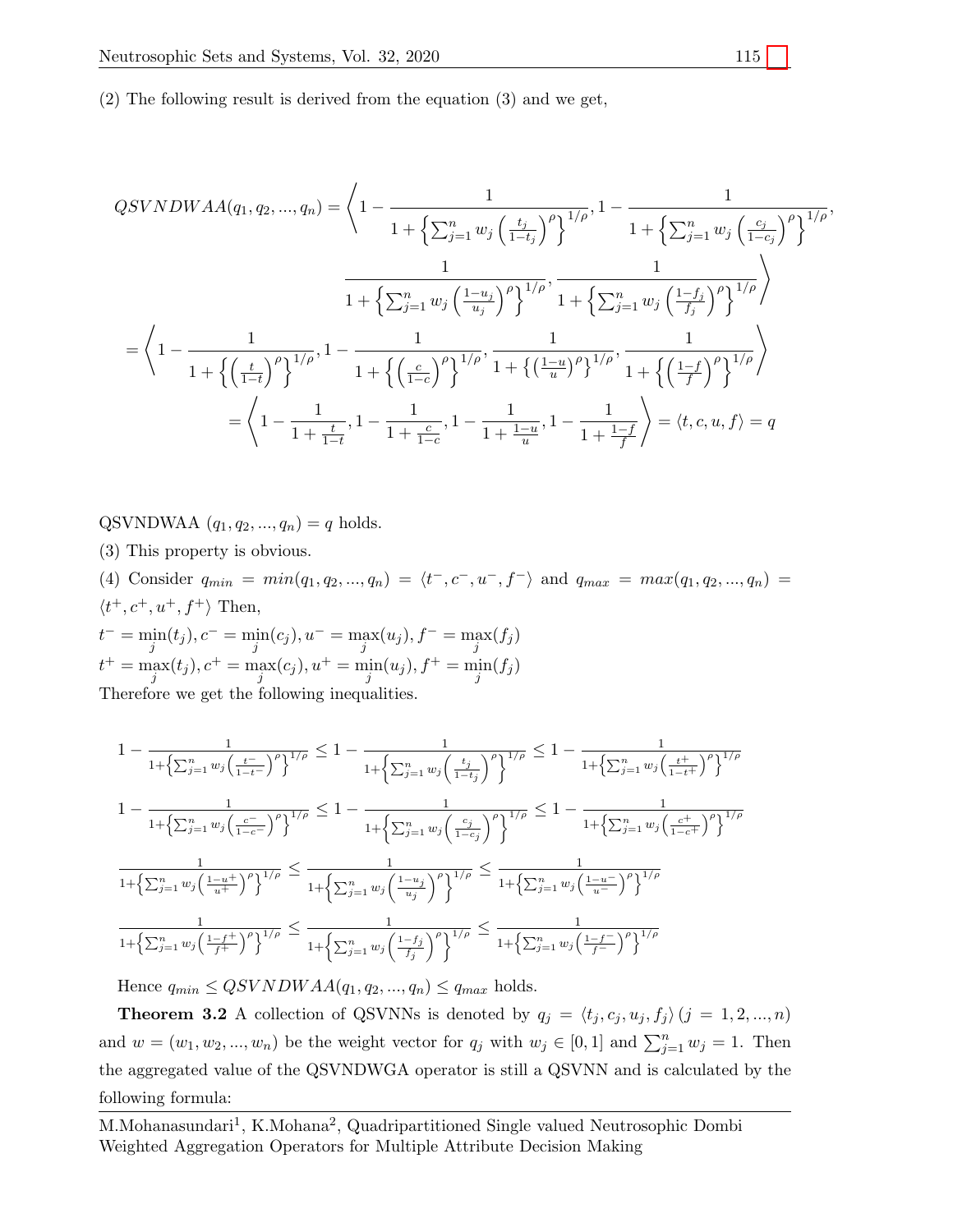(2) The following result is derived from the equation (3) and we get,

$$
QSVNDWAA(q_1, q_2, ..., q_n) = \left\langle 1 - \frac{1}{1 + \left\{\sum_{j=1}^{n} w_j \left(\frac{t_j}{1-t_j}\right)^{\rho}\right\}^{1/\rho}}, 1 - \frac{1}{1 + \left\{\sum_{j=1}^{n} w_j \left(\frac{c_j}{1-c_j}\right)^{\rho}\right\}^{1/\rho}}, \frac{1}{1 + \left\{\sum_{j=1}^{n} w_j \left(\frac{1-u_j}{u_j}\right)^{\rho}\right\}^{1/\rho}}, \frac{1}{1 + \left\{\sum_{j=1}^{n} w_j \left(\frac{1-f_j}{f_j}\right)^{\rho}\right\}^{1/\rho}} \right\rangle
$$

$$
= \left\langle 1 - \frac{1}{1 + \left\{\left(\frac{t}{1-t}\right)^{\rho}\right\}^{1/\rho}}, 1 - \frac{1}{1 + \left\{\left(\frac{c}{1-c}\right)^{\rho}\right\}^{1/\rho}}, \frac{1}{1 + \left\{\left(\frac{1-u}{u}\right)^{\rho}\right\}^{1/\rho}}, \frac{1}{1 + \left\{\left(\frac{1-f}{f}\right)^{\rho}\right\}^{1/\rho}} \right\rangle
$$

$$
= \left\langle 1 - \frac{1}{1 + \frac{t}{1-t}}, 1 - \frac{1}{1 + \frac{c}{1-c}}, 1 - \frac{1}{1 + \frac{1-u}{u}}, 1 - \frac{1}{1 + \frac{1-f}{f}} \right\rangle = \langle t, c, u, f \rangle = q
$$

QSVNDWAA $(q_1, q_2, ..., q_n) = q$ holds.

(3) This property is obvious.

(4) Consider $q_{min} = min(q_1, q_2, ..., q_n) = \langle t^-, c^-, u^-, f^- \rangle$ and $q_{max} = max(q_1, q_2, ..., q_n) = \langle t^+, c^+, u^+, f^+ \rangle$ Then,

$t^- = \min_j(t_j), c^- = \min_j(c_j), u^- = \max_j(u_j), f^- = \max_j(f_j)$

$t^+ = \max_j(t_j), c^+ = \max_j(c_j), u^+ = \min_j(u_j), f^+ = \min_j(f_j)$

Therefore we get the following inequalities.

$$
1 - \frac{1}{1+\left\{\sum_{j=1}^{n} w_j \left(\frac{t^-}{1-t^-}\right)^{\rho}\right\}^{1/\rho}} \leq 1 - \frac{1}{1+\left\{\sum_{j=1}^{n} w_j \left(\frac{t_j}{1-t_j}\right)^{\rho}\right\}^{1/\rho}} \leq 1 - \frac{1}{1+\left\{\sum_{j=1}^{n} w_j \left(\frac{t^+}{1-t^+}\right)^{\rho}\right\}^{1/\rho}}
$$

$$
1 - \frac{1}{1+\left\{\sum_{j=1}^{n} w_j \left(\frac{c^-}{1-c^-}\right)^{\rho}\right\}^{1/\rho}} \leq 1 - \frac{1}{1+\left\{\sum_{j=1}^{n} w_j \left(\frac{c_j}{1-c_j}\right)^{\rho}\right\}^{1/\rho}} \leq 1 - \frac{1}{1+\left\{\sum_{j=1}^{n} w_j \left(\frac{c^+}{1-c^+}\right)^{\rho}\right\}^{1/\rho}}
$$

$$
\frac{1}{1+\left\{\sum_{j=1}^{n} w_j \left(\frac{1-u^+}{u^+}\right)^{\rho}\right\}^{1/\rho}} \leq \frac{1}{1+\left\{\sum_{j=1}^{n} w_j \left(\frac{1-u_j}{u_j}\right)^{\rho}\right\}^{1/\rho}} \leq \frac{1}{1+\left\{\sum_{j=1}^{n} w_j \left(\frac{1-u^-}{u^-}\right)^{\rho}\right\}^{1/\rho}}
$$

$$
\frac{1}{1+\left\{\sum_{j=1}^{n} w_j \left(\frac{1-f^+}{f^+}\right)^{\rho}\right\}^{1/\rho}} \leq \frac{1}{1+\left\{\sum_{j=1}^{n} w_j \left(\frac{1-f_j}{f_j}\right)^{\rho}\right\}^{1/\rho}} \leq \frac{1}{1+\left\{\sum_{j=1}^{n} w_j \left(\frac{1-f^-}{f^-}\right)^{\rho}\right\}^{1/\rho}}
$$

Hence $q_{min} \leq QSVNDWAA(q_1, q_2, ..., q_n) \leq q_{max}$ holds.

**Theorem 3.2** A collection of QSVNNs is denoted by $q_j = \langle t_j, c_j, u_j, f_j \rangle \, (j = 1, 2, ..., n)$ and $w = (w_1, w_2, ..., w_n)$ be the weight vector for $q_j$ with $w_j \in [0, 1]$ and $\sum_{j=1}^{n} w_j = 1$. Then the aggregated value of the QSVNDWGA operator is still a QSVNN and is calculated by the following formula: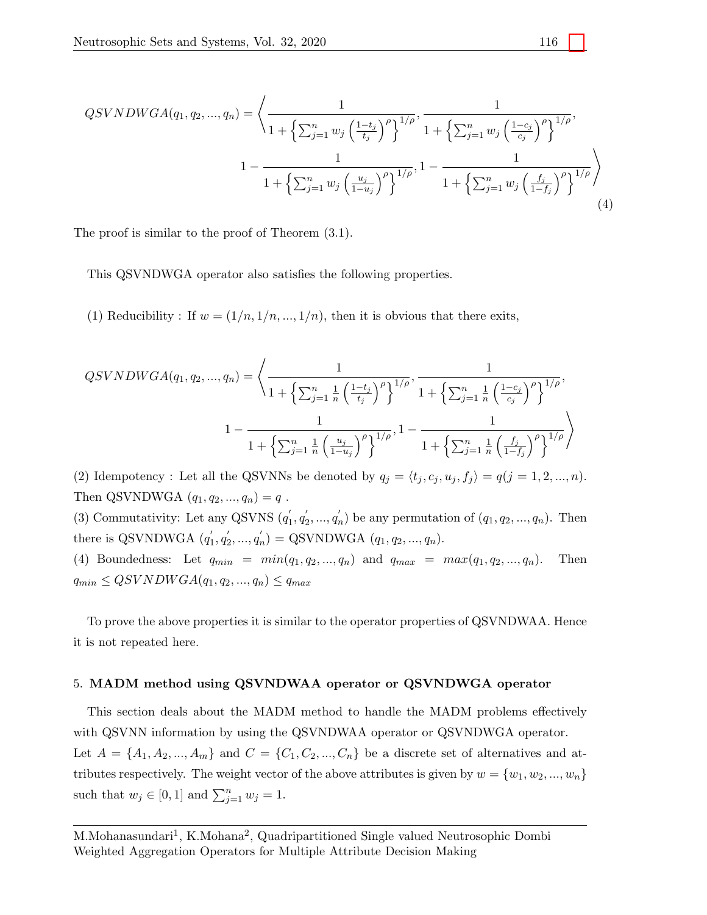$$QSVNDWGA(q_1, q_2, ..., q_n) = \left\langle \frac{1}{1+\left\{\sum_{j=1}^{n} w_j \left(\frac{1-t_j}{t_j}\right)^{\rho}\right\}^{1/\rho}}, \frac{1}{1+\left\{\sum_{j=1}^{n} w_j \left(\frac{1-c_j}{c_j}\right)^{\rho}\right\}^{1/\rho}}, \right.$$
$$\left. 1-\frac{1}{1+\left\{\sum_{j=1}^{n} w_j \left(\frac{u_j}{1-u_j}\right)^{\rho}\right\}^{1/\rho}}, 1-\frac{1}{1+\left\{\sum_{j=1}^{n} w_j \left(\frac{f_j}{1-f_j}\right)^{\rho}\right\}^{1/\rho}} \right\rangle \tag{4}$$

The proof is similar to the proof of Theorem (3.1).

This QSVNDWGA operator also satisfies the following properties.

(1) Reducibility : If $w = (1/n, 1/n, ..., 1/n)$, then it is obvious that there exits,

$$QSVNDWGA(q_1, q_2, ..., q_n) = \left\langle \frac{1}{1+\left\{\sum_{j=1}^{n} \frac{1}{n} \left(\frac{1-t_j}{t_j}\right)^{\rho}\right\}^{1/\rho}}, \frac{1}{1+\left\{\sum_{j=1}^{n} \frac{1}{n} \left(\frac{1-c_j}{c_j}\right)^{\rho}\right\}^{1/\rho}}, \right.$$
$$\left. 1-\frac{1}{1+\left\{\sum_{j=1}^{n} \frac{1}{n} \left(\frac{u_j}{1-u_j}\right)^{\rho}\right\}^{1/\rho}}, 1-\frac{1}{1+\left\{\sum_{j=1}^{n} \frac{1}{n} \left(\frac{f_j}{1-f_j}\right)^{\rho}\right\}^{1/\rho}} \right\rangle$$

(2) Idempotency : Let all the QSVNNs be denoted by $q_j = \langle t_j, c_j, u_j, f_j \rangle = q (j = 1, 2, ..., n)$. Then QSVNDWGA $(q_1, q_2, ..., q_n) = q$ .

(3) Commutativity: Let any QSVNS $(q_1^{'}, q_2^{'}, ..., q_n^{'})$ be any permutation of $(q_1, q_2, ..., q_n)$. Then there is QSVNDWGA $(q_1^{'}, q_2^{'}, ..., q_n^{'})$ = QSVNDWGA $(q_1, q_2, ..., q_n)$.

(4) Boundedness: Let $q_{min} = min(q_1, q_2, ..., q_n)$ and $q_{max} = max(q_1, q_2, ..., q_n)$. Then $q_{min} \leq QSVNDWGA(q_1, q_2, ..., q_n) \leq q_{max}$

To prove the above properties it is similar to the operator properties of QSVNDWAA. Hence it is not repeated here.

## 5. MADM method using QSVNDWAA operator or QSVNDWGA operator

This section deals about the MADM method to handle the MADM problems effectively with QSVNN information by using the QSVNDWAA operator or QSVNDWGA operator. Let $A = \{A_1, A_2, ..., A_m\}$ and $C = \{C_1, C_2, ..., C_n\}$ be a discrete set of alternatives and attributes respectively. The weight vector of the above attributes is given by $w = \{w_1, w_2, ..., w_n\}$ such that $w_j \in [0, 1]$ and $\sum_{j=1}^{n} w_j = 1$.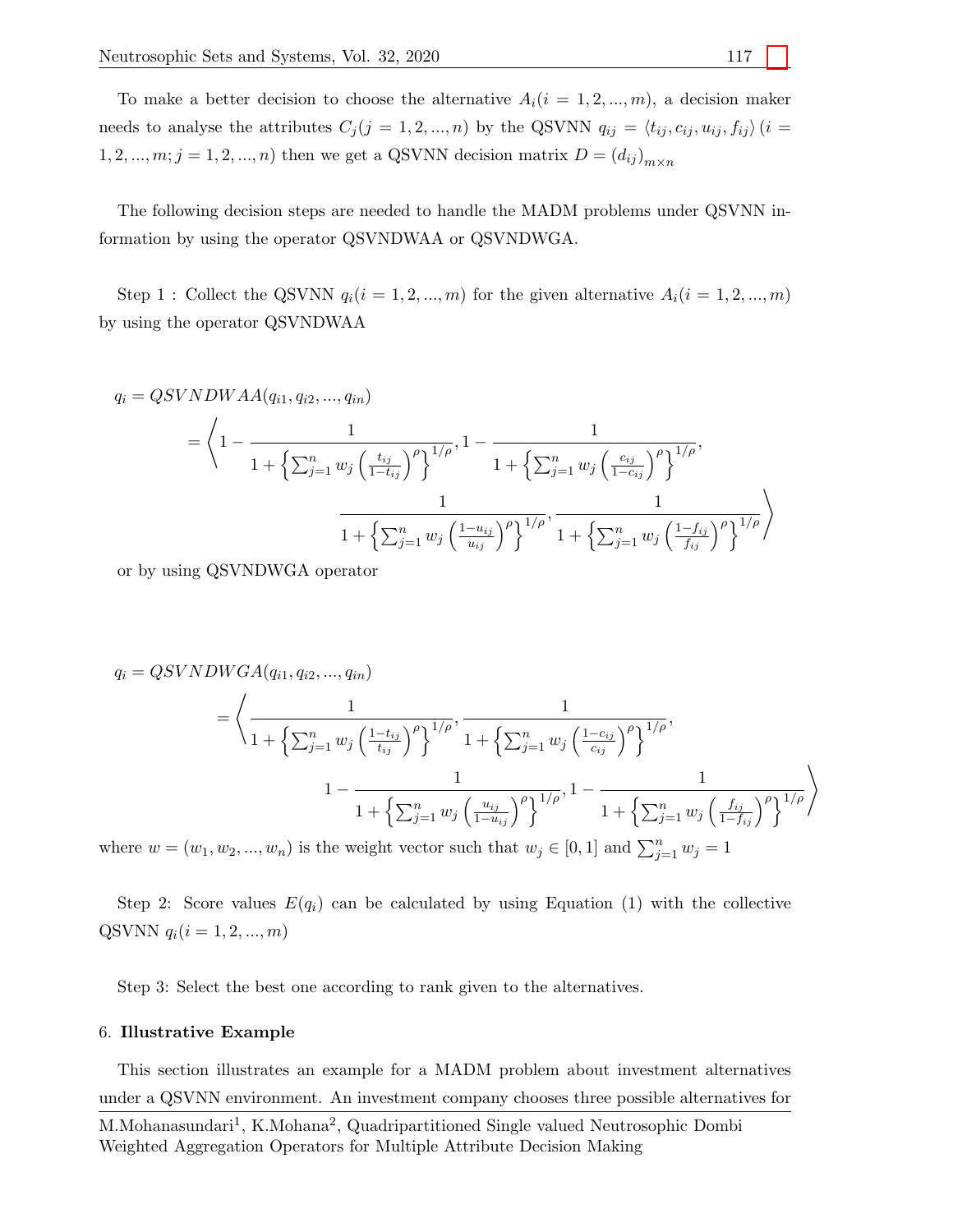To make a better decision to choose the alternative $A_i (i = 1, 2, ..., m)$, a decision maker needs to analyse the attributes $C_j (j = 1, 2, ..., n)$ by the QSVNN $q_{ij} = \langle t_{ij}, c_{ij}, u_{ij}, f_{ij} \rangle$ $(i = 1, 2, ..., m; j = 1, 2, ..., n)$ then we get a QSVNN decision matrix $D = (d_{ij})_{m \times n}$

The following decision steps are needed to handle the MADM problems under QSVNN information by using the operator QSVNDWAA or QSVNDWGA.

Step 1 : Collect the QSVNN $q_i (i = 1, 2, ..., m)$ for the given alternative $A_i (i = 1, 2, ..., m)$ by using the operator QSVNDWAA

$$
\begin{aligned}
q_i &= QSVNDWAA(q_{i1}, q_{i2}, ..., q_{in}) \\
&= \Bigg\langle 1 - \frac{1}{1 + \left\{ \sum_{j=1}^{n} w_j \left( \frac{t_{ij}}{1-t_{ij}} \right)^{\rho} \right\}^{1/\rho}}, 1 - \frac{1}{1 + \left\{ \sum_{j=1}^{n} w_j \left( \frac{c_{ij}}{1-c_{ij}} \right)^{\rho} \right\}^{1/\rho}}, \\
&\qquad \frac{1}{1 + \left\{ \sum_{j=1}^{n} w_j \left( \frac{1-u_{ij}}{u_{ij}} \right)^{\rho} \right\}^{1/\rho}}, \frac{1}{1 + \left\{ \sum_{j=1}^{n} w_j \left( \frac{1-f_{ij}}{f_{ij}} \right)^{\rho} \right\}^{1/\rho}} \Bigg\rangle
\end{aligned}
$$

or by using QSVNDWGA operator

$$
\begin{aligned}
q_i &= QSVNDWGA(q_{i1}, q_{i2}, ..., q_{in}) \\
&= \Bigg\langle \frac{1}{1 + \left\{ \sum_{j=1}^{n} w_j \left( \frac{1-t_{ij}}{t_{ij}} \right)^{\rho} \right\}^{1/\rho}}, \frac{1}{1 + \left\{ \sum_{j=1}^{n} w_j \left( \frac{1-c_{ij}}{c_{ij}} \right)^{\rho} \right\}^{1/\rho}}, \\
&\qquad 1 - \frac{1}{1 + \left\{ \sum_{j=1}^{n} w_j \left( \frac{u_{ij}}{1-u_{ij}} \right)^{\rho} \right\}^{1/\rho}}, 1 - \frac{1}{1 + \left\{ \sum_{j=1}^{n} w_j \left( \frac{f_{ij}}{1-f_{ij}} \right)^{\rho} \right\}^{1/\rho}} \Bigg\rangle
\end{aligned}
$$

where $w = (w_1, w_2, ..., w_n)$ is the weight vector such that $w_j \in [0, 1]$ and $\sum_{j=1}^{n} w_j = 1$

Step 2: Score values $E(q_i)$ can be calculated by using Equation (1) with the collective QSVNN $q_i (i = 1, 2, ..., m)$

Step 3: Select the best one according to rank given to the alternatives.

## 6. **Illustrative Example**

This section illustrates an example for a MADM problem about investment alternatives under a QSVNN environment. An investment company chooses three possible alternatives for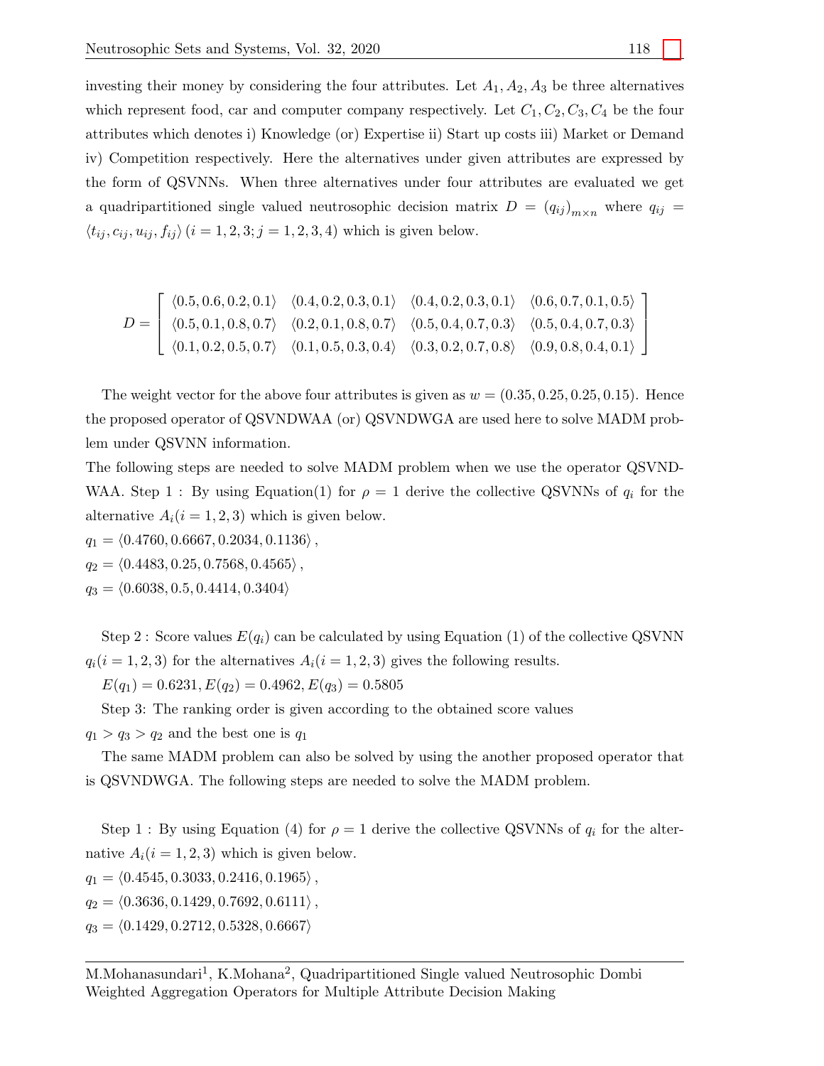investing their money by considering the four attributes. Let $A_1, A_2, A_3$ be three alternatives which represent food, car and computer company respectively. Let $C_1, C_2, C_3, C_4$ be the four attributes which denotes i) Knowledge (or) Expertise ii) Start up costs iii) Market or Demand iv) Competition respectively. Here the alternatives under given attributes are expressed by the form of QSVNNs. When three alternatives under four attributes are evaluated we get a quadripartitioned single valued neutrosophic decision matrix $D = (q_{ij})_{m\times n}$ where $q_{ij} = \langle t_{ij}, c_{ij}, u_{ij}, f_{ij}\rangle \, (i = 1, 2, 3; j = 1, 2, 3, 4)$ which is given below.

$$D = \begin{bmatrix} \langle 0.5, 0.6, 0.2, 0.1\rangle & \langle 0.4, 0.2, 0.3, 0.1\rangle & \langle 0.4, 0.2, 0.3, 0.1\rangle & \langle 0.6, 0.7, 0.1, 0.5\rangle \\ \langle 0.5, 0.1, 0.8, 0.7\rangle & \langle 0.2, 0.1, 0.8, 0.7\rangle & \langle 0.5, 0.4, 0.7, 0.3\rangle & \langle 0.5, 0.4, 0.7, 0.3\rangle \\ \langle 0.1, 0.2, 0.5, 0.7\rangle & \langle 0.1, 0.5, 0.3, 0.4\rangle & \langle 0.3, 0.2, 0.7, 0.8\rangle & \langle 0.9, 0.8, 0.4, 0.1\rangle \end{bmatrix}$$

The weight vector for the above four attributes is given as $w = (0.35, 0.25, 0.25, 0.15)$. Hence the proposed operator of QSVNDWAA (or) QSVNDWGA are used here to solve MADM problem under QSVNN information.

The following steps are needed to solve MADM problem when we use the operator QSVNDWAA. Step 1 : By using Equation(1) for $\rho = 1$ derive the collective QSVNNs of $q_i$ for the alternative $A_i (i = 1, 2, 3)$ which is given below.

$q_1 = \langle 0.4760, 0.6667, 0.2034, 0.1136\rangle$,

$q_2 = \langle 0.4483, 0.25, 0.7568, 0.4565\rangle$,

$q_3 = \langle 0.6038, 0.5, 0.4414, 0.3404\rangle$

Step 2 : Score values $E(q_i)$ can be calculated by using Equation (1) of the collective QSVNN $q_i (i = 1, 2, 3)$ for the alternatives $A_i (i = 1, 2, 3)$ gives the following results.

$E(q_1) = 0.6231, E(q_2) = 0.4962, E(q_3) = 0.5805$

Step 3: The ranking order is given according to the obtained score values

$q_1 > q_3 > q_2$ and the best one is $q_1$

The same MADM problem can also be solved by using the another proposed operator that is QSVNDWGA. The following steps are needed to solve the MADM problem.

Step 1 : By using Equation (4) for $\rho = 1$ derive the collective QSVNNs of $q_i$ for the alternative $A_i (i = 1, 2, 3)$ which is given below.

$q_1 = \langle 0.4545, 0.3033, 0.2416, 0.1965\rangle$,

$q_2 = \langle 0.3636, 0.1429, 0.7692, 0.6111\rangle$,

$q_3 = \langle 0.1429, 0.2712, 0.5328, 0.6667\rangle$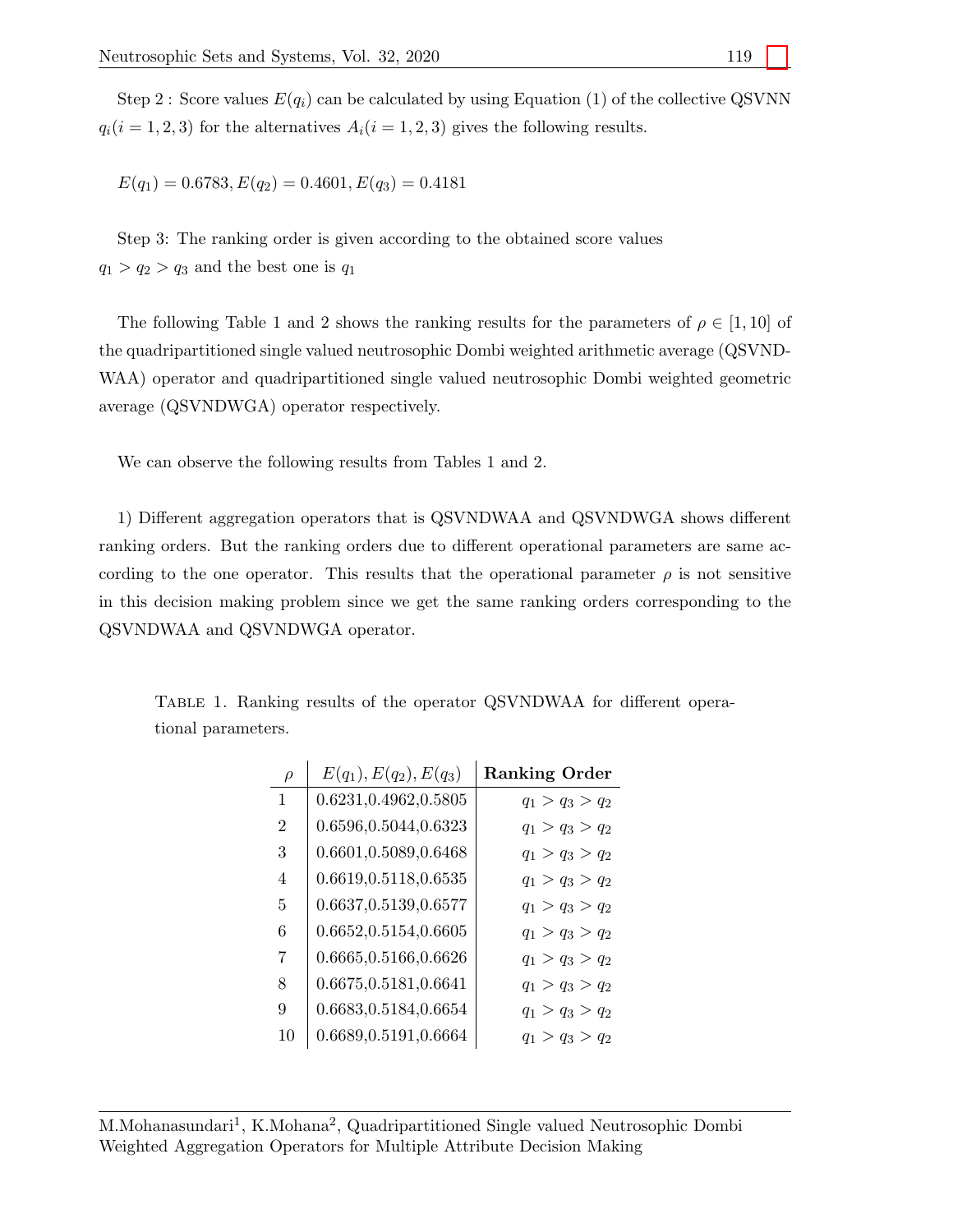Step 2 : Score values $E(q_i)$ can be calculated by using Equation (1) of the collective QSVNN $q_i (i = 1, 2, 3)$ for the alternatives $A_i (i = 1, 2, 3)$ gives the following results.

$E(q_1) = 0.6783, E(q_2) = 0.4601, E(q_3) = 0.4181$

Step 3: The ranking order is given according to the obtained score values
$q_1 > q_2 > q_3$ and the best one is $q_1$

The following Table 1 and 2 shows the ranking results for the parameters of $\rho \in [1, 10]$ of the quadripartitioned single valued neutrosophic Dombi weighted arithmetic average (QSVNDWAA) operator and quadripartitioned single valued neutrosophic Dombi weighted geometric average (QSVNDWGA) operator respectively.

We can observe the following results from Tables 1 and 2.

1) Different aggregation operators that is QSVNDWAA and QSVNDWGA shows different ranking orders. But the ranking orders due to different operational parameters are same according to the one operator. This results that the operational parameter $\rho$ is not sensitive in this decision making problem since we get the same ranking orders corresponding to the QSVNDWAA and QSVNDWGA operator.

TABLE 1. Ranking results of the operator QSVNDWAA for different operational parameters.

| $\rho$ | $E(q_1), E(q_2), E(q_3)$ | **Ranking Order** |
|---|---|---|
| 1 | 0.6231,0.4962,0.5805 | $q_1 > q_3 > q_2$ |
| 2 | 0.6596,0.5044,0.6323 | $q_1 > q_3 > q_2$ |
| 3 | 0.6601,0.5089,0.6468 | $q_1 > q_3 > q_2$ |
| 4 | 0.6619,0.5118,0.6535 | $q_1 > q_3 > q_2$ |
| 5 | 0.6637,0.5139,0.6577 | $q_1 > q_3 > q_2$ |
| 6 | 0.6652,0.5154,0.6605 | $q_1 > q_3 > q_2$ |
| 7 | 0.6665,0.5166,0.6626 | $q_1 > q_3 > q_2$ |
| 8 | 0.6675,0.5181,0.6641 | $q_1 > q_3 > q_2$ |
| 9 | 0.6683,0.5184,0.6654 | $q_1 > q_3 > q_2$ |
| 10 | 0.6689,0.5191,0.6664 | $q_1 > q_3 > q_2$ |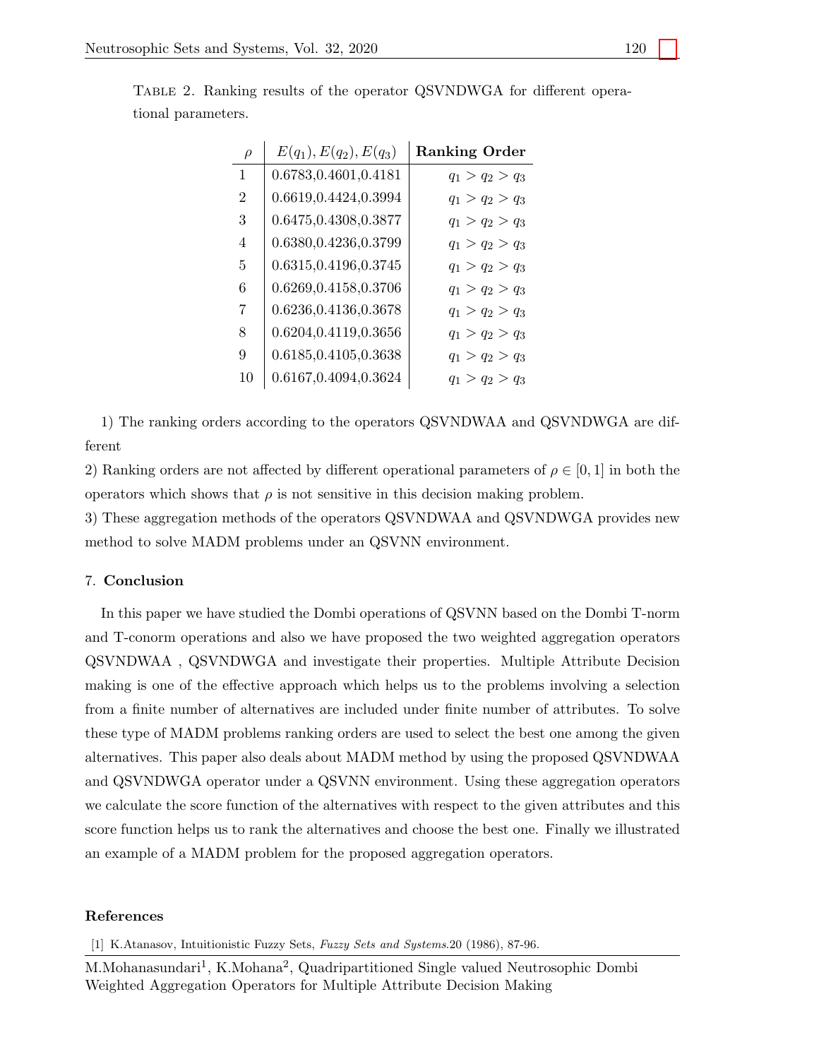Table 2. Ranking results of the operator QSVNDWGA for different operational parameters.

| $\rho$ | $E(q_1), E(q_2), E(q_3)$ | **Ranking Order** |
|---|---|---|
| 1 | 0.6783,0.4601,0.4181 | $q_1 > q_2 > q_3$ |
| 2 | 0.6619,0.4424,0.3994 | $q_1 > q_2 > q_3$ |
| 3 | 0.6475,0.4308,0.3877 | $q_1 > q_2 > q_3$ |
| 4 | 0.6380,0.4236,0.3799 | $q_1 > q_2 > q_3$ |
| 5 | 0.6315,0.4196,0.3745 | $q_1 > q_2 > q_3$ |
| 6 | 0.6269,0.4158,0.3706 | $q_1 > q_2 > q_3$ |
| 7 | 0.6236,0.4136,0.3678 | $q_1 > q_2 > q_3$ |
| 8 | 0.6204,0.4119,0.3656 | $q_1 > q_2 > q_3$ |
| 9 | 0.6185,0.4105,0.3638 | $q_1 > q_2 > q_3$ |
| 10 | 0.6167,0.4094,0.3624 | $q_1 > q_2 > q_3$ |

1) The ranking orders according to the operators QSVNDWAA and QSVNDWGA are different

2) Ranking orders are not affected by different operational parameters of $\rho \in [0, 1]$ in both the operators which shows that $\rho$ is not sensitive in this decision making problem.

3) These aggregation methods of the operators QSVNDWAA and QSVNDWGA provides new method to solve MADM problems under an QSVNN environment.

## 7. Conclusion

In this paper we have studied the Dombi operations of QSVNN based on the Dombi T-norm and T-conorm operations and also we have proposed the two weighted aggregation operators QSVNDWAA , QSVNDWGA and investigate their properties. Multiple Attribute Decision making is one of the effective approach which helps us to the problems involving a selection from a finite number of alternatives are included under finite number of attributes. To solve these type of MADM problems ranking orders are used to select the best one among the given alternatives. This paper also deals about MADM method by using the proposed QSVNDWAA and QSVNDWGA operator under a QSVNN environment. Using these aggregation operators we calculate the score function of the alternatives with respect to the given attributes and this score function helps us to rank the alternatives and choose the best one. Finally we illustrated an example of a MADM problem for the proposed aggregation operators.

## References

[1] K.Atanasov, Intuitionistic Fuzzy Sets, *Fuzzy Sets and Systems*.20 (1986), 87-96.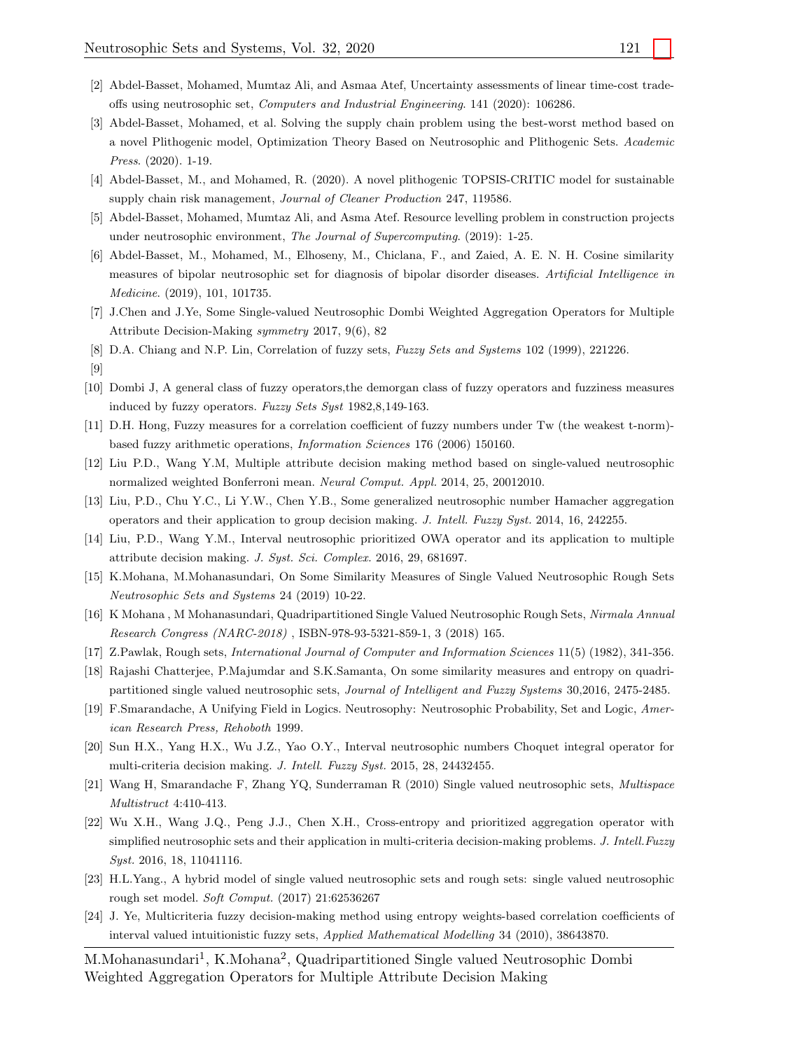[2] Abdel-Basset, Mohamed, Mumtaz Ali, and Asmaa Atef, Uncertainty assessments of linear time-cost trade-offs using neutrosophic set, *Computers and Industrial Engineering*. 141 (2020): 106286.

[3] Abdel-Basset, Mohamed, et al. Solving the supply chain problem using the best-worst method based on a novel Plithogenic model, Optimization Theory Based on Neutrosophic and Plithogenic Sets. *Academic Press*. (2020). 1-19.

[4] Abdel-Basset, M., and Mohamed, R. (2020). A novel plithogenic TOPSIS-CRITIC model for sustainable supply chain risk management, *Journal of Cleaner Production* 247, 119586.

[5] Abdel-Basset, Mohamed, Mumtaz Ali, and Asma Atef. Resource levelling problem in construction projects under neutrosophic environment, *The Journal of Supercomputing*. (2019): 1-25.

[6] Abdel-Basset, M., Mohamed, M., Elhoseny, M., Chiclana, F., and Zaied, A. E. N. H. Cosine similarity measures of bipolar neutrosophic set for diagnosis of bipolar disorder diseases. *Artificial Intelligence in Medicine*. (2019), 101, 101735.

[7] J.Chen and J.Ye, Some Single-valued Neutrosophic Dombi Weighted Aggregation Operators for Multiple Attribute Decision-Making *symmetry* 2017, 9(6), 82

[8] D.A. Chiang and N.P. Lin, Correlation of fuzzy sets, *Fuzzy Sets and Systems* 102 (1999), 221226.

[9]

[10] Dombi J, A general class of fuzzy operators,the demorgan class of fuzzy operators and fuzziness measures induced by fuzzy operators. *Fuzzy Sets Syst* 1982,8,149-163.

[11] D.H. Hong, Fuzzy measures for a correlation coefficient of fuzzy numbers under Tw (the weakest t-norm)-based fuzzy arithmetic operations, *Information Sciences* 176 (2006) 150160.

[12] Liu P.D., Wang Y.M, Multiple attribute decision making method based on single-valued neutrosophic normalized weighted Bonferroni mean. *Neural Comput. Appl.* 2014, 25, 20012010.

[13] Liu, P.D., Chu Y.C., Li Y.W., Chen Y.B., Some generalized neutrosophic number Hamacher aggregation operators and their application to group decision making. *J. Intell. Fuzzy Syst.* 2014, 16, 242255.

[14] Liu, P.D., Wang Y.M., Interval neutrosophic prioritized OWA operator and its application to multiple attribute decision making. *J. Syst. Sci. Complex.* 2016, 29, 681697.

[15] K.Mohana, M.Mohanasundari, On Some Similarity Measures of Single Valued Neutrosophic Rough Sets *Neutrosophic Sets and Systems* 24 (2019) 10-22.

[16] K Mohana , M Mohanasundari, Quadripartitioned Single Valued Neutrosophic Rough Sets, *Nirmala Annual Research Congress (NARC-2018)* , ISBN-978-93-5321-859-1, 3 (2018) 165.

[17] Z.Pawlak, Rough sets, *International Journal of Computer and Information Sciences* 11(5) (1982), 341-356.

[18] Rajashi Chatterjee, P.Majumdar and S.K.Samanta, On some similarity measures and entropy on quadripartitioned single valued neutrosophic sets, *Journal of Intelligent and Fuzzy Systems* 30,2016, 2475-2485.

[19] F.Smarandache, A Unifying Field in Logics. Neutrosophy: Neutrosophic Probability, Set and Logic, *American Research Press, Rehoboth* 1999.

[20] Sun H.X., Yang H.X., Wu J.Z., Yao O.Y., Interval neutrosophic numbers Choquet integral operator for multi-criteria decision making. *J. Intell. Fuzzy Syst.* 2015, 28, 24432455.

[21] Wang H, Smarandache F, Zhang YQ, Sunderraman R (2010) Single valued neutrosophic sets, *Multispace Multistruct* 4:410-413.

[22] Wu X.H., Wang J.Q., Peng J.J., Chen X.H., Cross-entropy and prioritized aggregation operator with simplified neutrosophic sets and their application in multi-criteria decision-making problems. *J. Intell.Fuzzy Syst.* 2016, 18, 11041116.

[23] H.L.Yang., A hybrid model of single valued neutrosophic sets and rough sets: single valued neutrosophic rough set model. *Soft Comput.* (2017) 21:62536267

[24] J. Ye, Multicriteria fuzzy decision-making method using entropy weights-based correlation coefficients of interval valued intuitionistic fuzzy sets, *Applied Mathematical Modelling* 34 (2010), 38643870.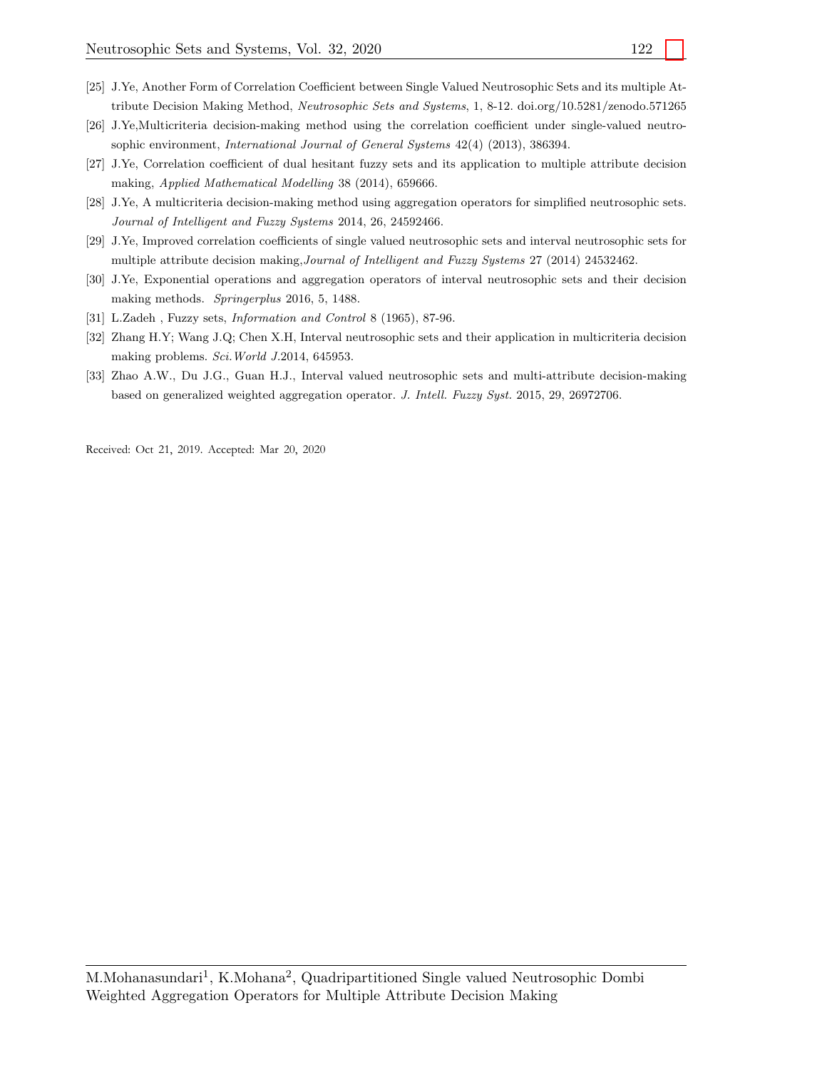[25] J.Ye, Another Form of Correlation Coefficient between Single Valued Neutrosophic Sets and its multiple Attribute Decision Making Method, *Neutrosophic Sets and Systems*, 1, 8-12. doi.org/10.5281/zenodo.571265

[26] J.Ye,Multicriteria decision-making method using the correlation coefficient under single-valued neutrosophic environment, *International Journal of General Systems* 42(4) (2013), 386394.

[27] J.Ye, Correlation coefficient of dual hesitant fuzzy sets and its application to multiple attribute decision making, *Applied Mathematical Modelling* 38 (2014), 659666.

[28] J.Ye, A multicriteria decision-making method using aggregation operators for simplified neutrosophic sets. *Journal of Intelligent and Fuzzy Systems* 2014, 26, 24592466.

[29] J.Ye, Improved correlation coefficients of single valued neutrosophic sets and interval neutrosophic sets for multiple attribute decision making,*Journal of Intelligent and Fuzzy Systems* 27 (2014) 24532462.

[30] J.Ye, Exponential operations and aggregation operators of interval neutrosophic sets and their decision making methods. *Springerplus* 2016, 5, 1488.

[31] L.Zadeh , Fuzzy sets, *Information and Control* 8 (1965), 87-96.

[32] Zhang H.Y; Wang J.Q; Chen X.H, Interval neutrosophic sets and their application in multicriteria decision making problems. *Sci.World J.*2014, 645953.

[33] Zhao A.W., Du J.G., Guan H.J., Interval valued neutrosophic sets and multi-attribute decision-making based on generalized weighted aggregation operator. *J. Intell. Fuzzy Syst.* 2015, 29, 26972706.

Received: Oct 21, 2019. Accepted: Mar 20, 2020